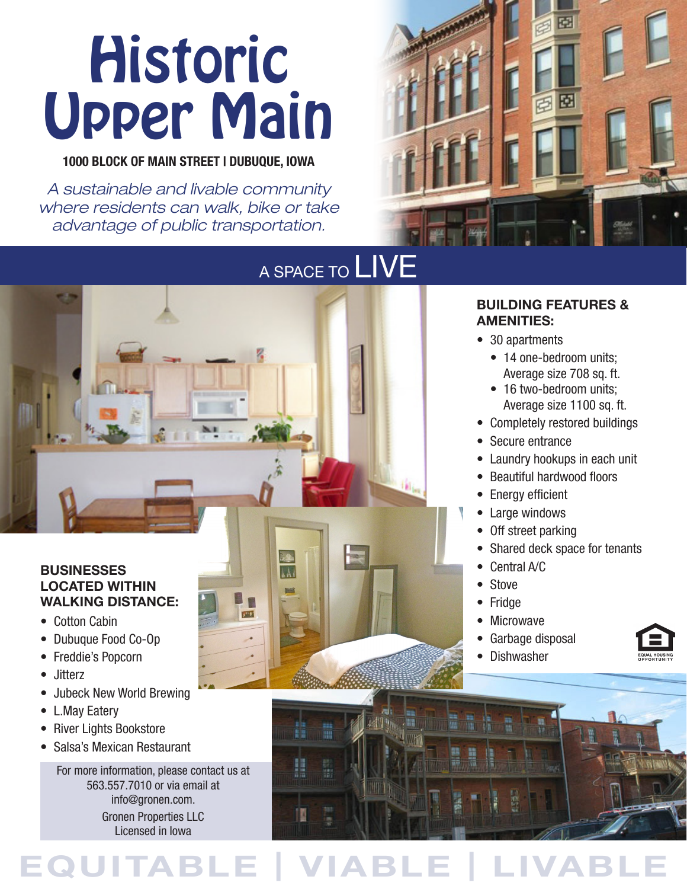# Historic Upper Main

**1000 BLOCK OF MAIN STREET | DUBUQUE, IOWA**

*A sustainable and livable community where residents can walk, bike or take advantage of public transportation.*

## A SPACE TO LIVE

### BUILDING FEATURES & AMENITIES:

- 30 apartments
  - 14 one-bedroom units; Average size 708 sq. ft.
  - 16 two-bedroom units; Average size 1100 sq. ft.
- Completely restored buildings
- Secure entrance
- Laundry hookups in each unit
- Beautiful hardwood floors
- Energy efficient
- Large windows
- Off street parking
- Shared deck space for tenants
- Central A/C
- Stove
- Fridge
- Microwave
- Garbage disposal
- Dishwasher

EQUAL HOUSING OPPORTUNITY

### BUSINESSES LOCATED WITHIN WALKING DISTANCE:

- Cotton Cabin
- Dubuque Food Co-Op
- Freddie's Popcorn
- Jitterz
- Jubeck New World Brewing
- L.May Eatery
- River Lights Bookstore
- Salsa's Mexican Restaurant

For more information, please contact us at 563.557.7010 or via email at info@gronen.com.
Gronen Properties LLC
Licensed in Iowa

EQUITABLE | VIABLE | LIVABLE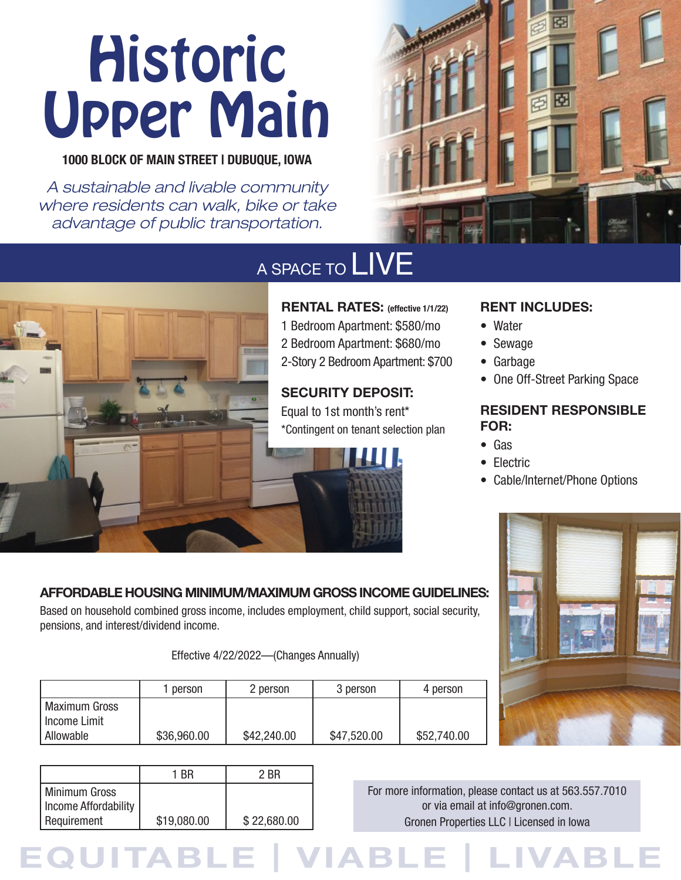# Historic Upper Main

**1000 BLOCK OF MAIN STREET | DUBUQUE, IOWA**

*A sustainable and livable community where residents can walk, bike or take advantage of public transportation.*

## A SPACE TO LIVE

### RENTAL RATES: (effective 1/1/22)

1 Bedroom Apartment: $580/mo
2 Bedroom Apartment: $680/mo
2-Story 2 Bedroom Apartment: $700

### SECURITY DEPOSIT:

Equal to 1st month's rent*
*Contingent on tenant selection plan

### RENT INCLUDES:

- Water
- Sewage
- Garbage
- One Off-Street Parking Space

### RESIDENT RESPONSIBLE FOR:

- Gas
- Electric
- Cable/Internet/Phone Options

### AFFORDABLE HOUSING MINIMUM/MAXIMUM GROSS INCOME GUIDELINES:

Based on household combined gross income, includes employment, child support, social security, pensions, and interest/dividend income.

Effective 4/22/2022—(Changes Annually)

| | 1 person | 2 person | 3 person | 4 person |
|---|---|---|---|---|
| Maximum Gross Income Limit Allowable | $36,960.00 | $42,240.00 | $47,520.00 | $52,740.00 |

| | 1 BR | 2 BR |
|---|---|---|
| Minimum Gross Income Affordability Requirement | $19,080.00 | $ 22,680.00 |

For more information, please contact us at 563.557.7010 or via email at info@gronen.com.
Gronen Properties LLC | Licensed in Iowa

**EQUITABLE | VIABLE | LIVABLE**